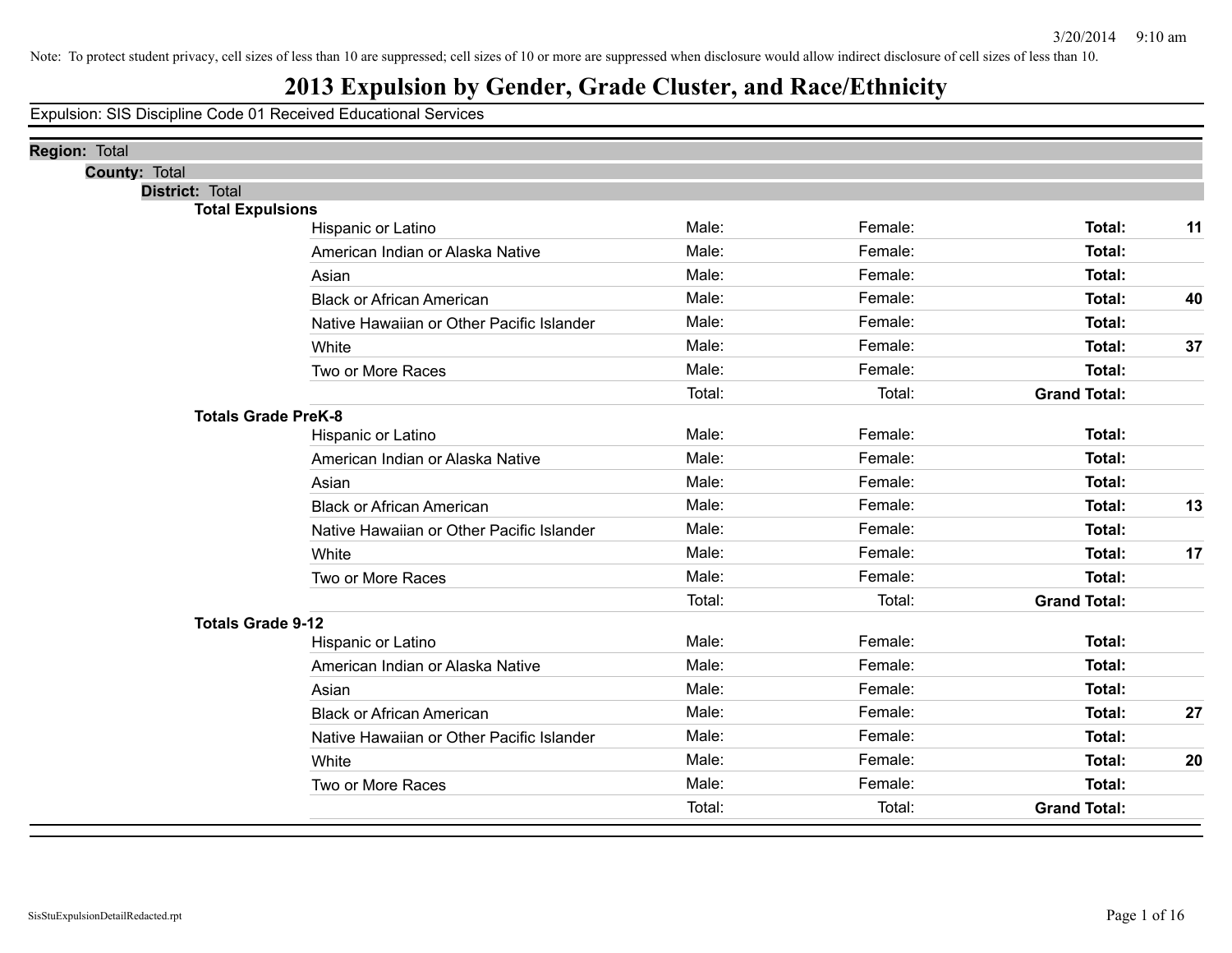Note: To protect student privacy, cell sizes of less than 10 are suppressed; cell sizes of 10 or more are suppressed when disclosure would allow indirect disclosure of cell sizes of less than 10.

# 2013 Expulsion by Gender, Grade Cluster, and Race/Ethnicity

Expulsion: SIS Discipline Code 01 Received Educational Services

**Region:** Total

**County:** Total

**District:** Total

### Total Expulsions

| Race/Ethnicity | Male | Female | Total | |
|---|---|---|---|---|
| Hispanic or Latino | Male: | Female: | **Total:** | **11** |
| American Indian or Alaska Native | Male: | Female: | **Total:** | |
| Asian | Male: | Female: | **Total:** | |
| Black or African American | Male: | Female: | **Total:** | **40** |
| Native Hawaiian or Other Pacific Islander | Male: | Female: | **Total:** | |
| White | Male: | Female: | **Total:** | **37** |
| Two or More Races | Male: | Female: | **Total:** | |
| | Total: | Total: | **Grand Total:** | |

### Totals Grade PreK-8

| Race/Ethnicity | Male | Female | Total | |
|---|---|---|---|---|
| Hispanic or Latino | Male: | Female: | **Total:** | |
| American Indian or Alaska Native | Male: | Female: | **Total:** | |
| Asian | Male: | Female: | **Total:** | |
| Black or African American | Male: | Female: | **Total:** | **13** |
| Native Hawaiian or Other Pacific Islander | Male: | Female: | **Total:** | |
| White | Male: | Female: | **Total:** | **17** |
| Two or More Races | Male: | Female: | **Total:** | |
| | Total: | Total: | **Grand Total:** | |

### Totals Grade 9-12

| Race/Ethnicity | Male | Female | Total | |
|---|---|---|---|---|
| Hispanic or Latino | Male: | Female: | **Total:** | |
| American Indian or Alaska Native | Male: | Female: | **Total:** | |
| Asian | Male: | Female: | **Total:** | |
| Black or African American | Male: | Female: | **Total:** | **27** |
| Native Hawaiian or Other Pacific Islander | Male: | Female: | **Total:** | |
| White | Male: | Female: | **Total:** | **20** |
| Two or More Races | Male: | Female: | **Total:** | |
| | Total: | Total: | **Grand Total:** | |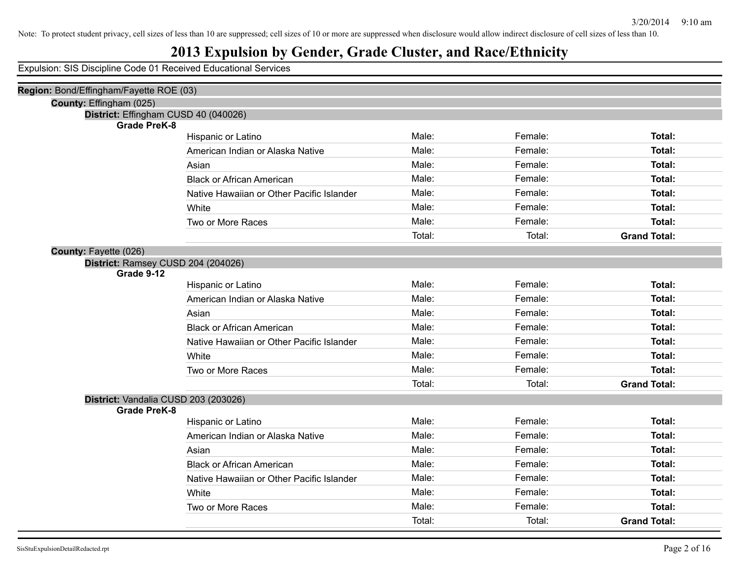Note: To protect student privacy, cell sizes of less than 10 are suppressed; cell sizes of 10 or more are suppressed when disclosure would allow indirect disclosure of cell sizes of less than 10.

# 2013 Expulsion by Gender, Grade Cluster, and Race/Ethnicity

Expulsion: SIS Discipline Code 01 Received Educational Services

**Region:** Bond/Effingham/Fayette ROE (03)

**County:** Effingham (025)

**District:** Effingham CUSD 40 (040026)

**Grade PreK-8**

| | | | |
|---|---|---|---|
| Hispanic or Latino | Male: | Female: | **Total:** |
| American Indian or Alaska Native | Male: | Female: | **Total:** |
| Asian | Male: | Female: | **Total:** |
| Black or African American | Male: | Female: | **Total:** |
| Native Hawaiian or Other Pacific Islander | Male: | Female: | **Total:** |
| White | Male: | Female: | **Total:** |
| Two or More Races | Male: | Female: | **Total:** |
| | Total: | Total: | **Grand Total:** |

**County:** Fayette (026)

**District:** Ramsey CUSD 204 (204026)

**Grade 9-12**

| | | | |
|---|---|---|---|
| Hispanic or Latino | Male: | Female: | **Total:** |
| American Indian or Alaska Native | Male: | Female: | **Total:** |
| Asian | Male: | Female: | **Total:** |
| Black or African American | Male: | Female: | **Total:** |
| Native Hawaiian or Other Pacific Islander | Male: | Female: | **Total:** |
| White | Male: | Female: | **Total:** |
| Two or More Races | Male: | Female: | **Total:** |
| | Total: | Total: | **Grand Total:** |

**District:** Vandalia CUSD 203 (203026)

**Grade PreK-8**

| | | | |
|---|---|---|---|
| Hispanic or Latino | Male: | Female: | **Total:** |
| American Indian or Alaska Native | Male: | Female: | **Total:** |
| Asian | Male: | Female: | **Total:** |
| Black or African American | Male: | Female: | **Total:** |
| Native Hawaiian or Other Pacific Islander | Male: | Female: | **Total:** |
| White | Male: | Female: | **Total:** |
| Two or More Races | Male: | Female: | **Total:** |
| | Total: | Total: | **Grand Total:** |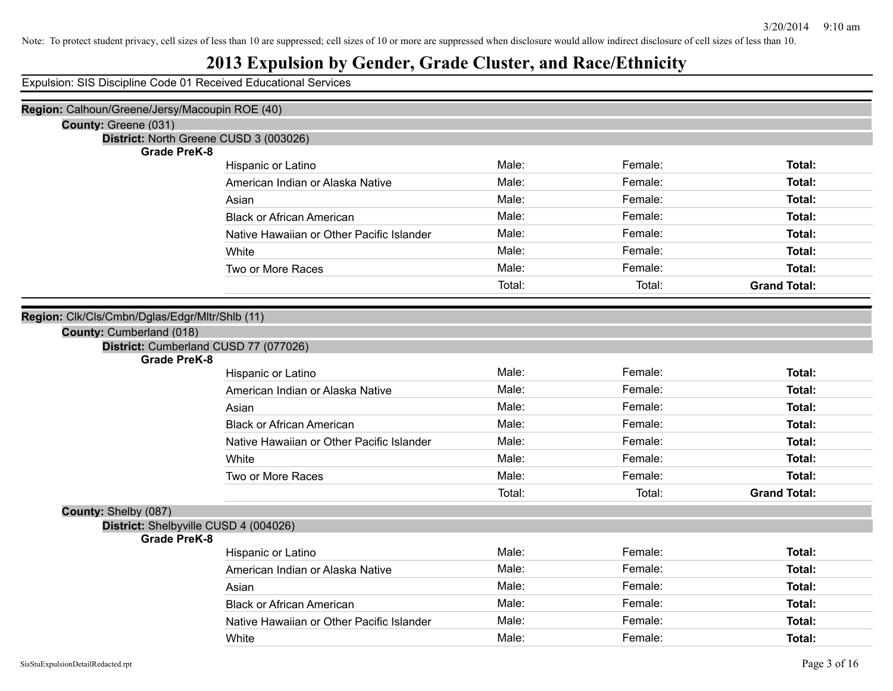Note: To protect student privacy, cell sizes of less than 10 are suppressed; cell sizes of 10 or more are suppressed when disclosure would allow indirect disclosure of cell sizes of less than 10.

# 2013 Expulsion by Gender, Grade Cluster, and Race/Ethnicity

Expulsion: SIS Discipline Code 01 Received Educational Services

**Region:** Calhoun/Greene/Jersy/Macoupin ROE (40)

**County:** Greene (031)

**District:** North Greene CUSD 3 (003026)

**Grade PreK-8**

| Race/Ethnicity | Male | Female | Total |
|---|---|---|---|
| Hispanic or Latino | Male: | Female: | **Total:** |
| American Indian or Alaska Native | Male: | Female: | **Total:** |
| Asian | Male: | Female: | **Total:** |
| Black or African American | Male: | Female: | **Total:** |
| Native Hawaiian or Other Pacific Islander | Male: | Female: | **Total:** |
| White | Male: | Female: | **Total:** |
| Two or More Races | Male: | Female: | **Total:** |
| | Total: | Total: | **Grand Total:** |

**Region:** Clk/Cls/Cmbn/Dglas/Edgr/Mltr/Shlb (11)

**County:** Cumberland (018)

**District:** Cumberland CUSD 77 (077026)

**Grade PreK-8**

| Race/Ethnicity | Male | Female | Total |
|---|---|---|---|
| Hispanic or Latino | Male: | Female: | **Total:** |
| American Indian or Alaska Native | Male: | Female: | **Total:** |
| Asian | Male: | Female: | **Total:** |
| Black or African American | Male: | Female: | **Total:** |
| Native Hawaiian or Other Pacific Islander | Male: | Female: | **Total:** |
| White | Male: | Female: | **Total:** |
| Two or More Races | Male: | Female: | **Total:** |
| | Total: | Total: | **Grand Total:** |

**County:** Shelby (087)

**District:** Shelbyville CUSD 4 (004026)

**Grade PreK-8**

| Race/Ethnicity | Male | Female | Total |
|---|---|---|---|
| Hispanic or Latino | Male: | Female: | **Total:** |
| American Indian or Alaska Native | Male: | Female: | **Total:** |
| Asian | Male: | Female: | **Total:** |
| Black or African American | Male: | Female: | **Total:** |
| Native Hawaiian or Other Pacific Islander | Male: | Female: | **Total:** |
| White | Male: | Female: | **Total:** |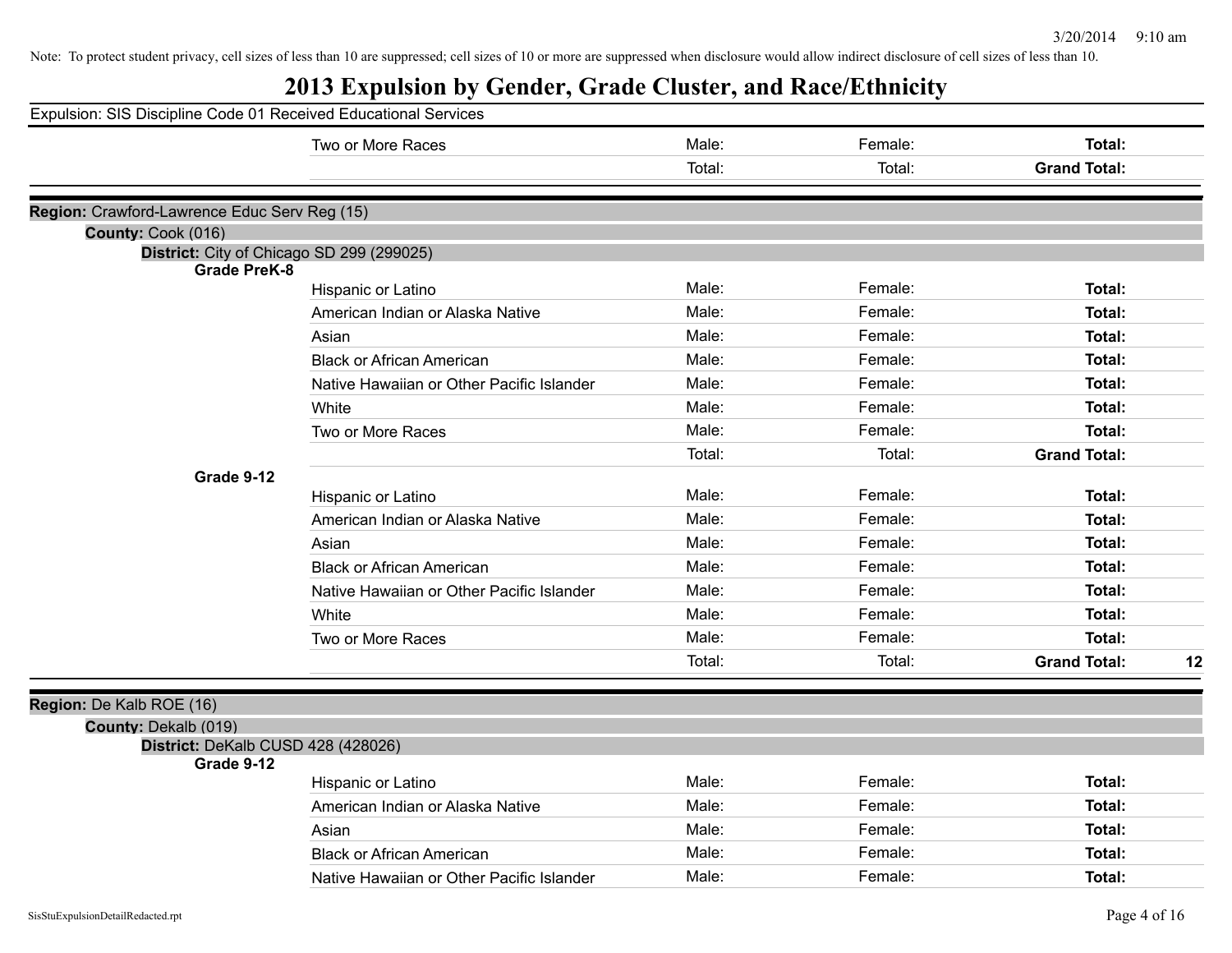Note: To protect student privacy, cell sizes of less than 10 are suppressed; cell sizes of 10 or more are suppressed when disclosure would allow indirect disclosure of cell sizes of less than 10.

# 2013 Expulsion by Gender, Grade Cluster, and Race/Ethnicity

Expulsion: SIS Discipline Code 01 Received Educational Services

| | | | | |
|---|---|---|---|---|
| | Two or More Races | Male: | Female: | **Total:** |
| | | Total: | Total: | **Grand Total:** |

**Region:** Crawford-Lawrence Educ Serv Reg (15)

**County:** Cook (016)

**District:** City of Chicago SD 299 (299025)

| Grade | Race/Ethnicity | Male | Female | Total |
|---|---|---|---|---|
| **Grade PreK-8** | | | | |
| | Hispanic or Latino | Male: | Female: | **Total:** |
| | American Indian or Alaska Native | Male: | Female: | **Total:** |
| | Asian | Male: | Female: | **Total:** |
| | Black or African American | Male: | Female: | **Total:** |
| | Native Hawaiian or Other Pacific Islander | Male: | Female: | **Total:** |
| | White | Male: | Female: | **Total:** |
| | Two or More Races | Male: | Female: | **Total:** |
| | | Total: | Total: | **Grand Total:** |
| **Grade 9-12** | | | | |
| | Hispanic or Latino | Male: | Female: | **Total:** |
| | American Indian or Alaska Native | Male: | Female: | **Total:** |
| | Asian | Male: | Female: | **Total:** |
| | Black or African American | Male: | Female: | **Total:** |
| | Native Hawaiian or Other Pacific Islander | Male: | Female: | **Total:** |
| | White | Male: | Female: | **Total:** |
| | Two or More Races | Male: | Female: | **Total:** |
| | | Total: | Total: | **Grand Total:** 12 |

**Region:** De Kalb ROE (16)

**County:** Dekalb (019)

**District:** DeKalb CUSD 428 (428026)

| Grade | Race/Ethnicity | Male | Female | Total |
|---|---|---|---|---|
| **Grade 9-12** | | | | |
| | Hispanic or Latino | Male: | Female: | **Total:** |
| | American Indian or Alaska Native | Male: | Female: | **Total:** |
| | Asian | Male: | Female: | **Total:** |
| | Black or African American | Male: | Female: | **Total:** |
| | Native Hawaiian or Other Pacific Islander | Male: | Female: | **Total:** |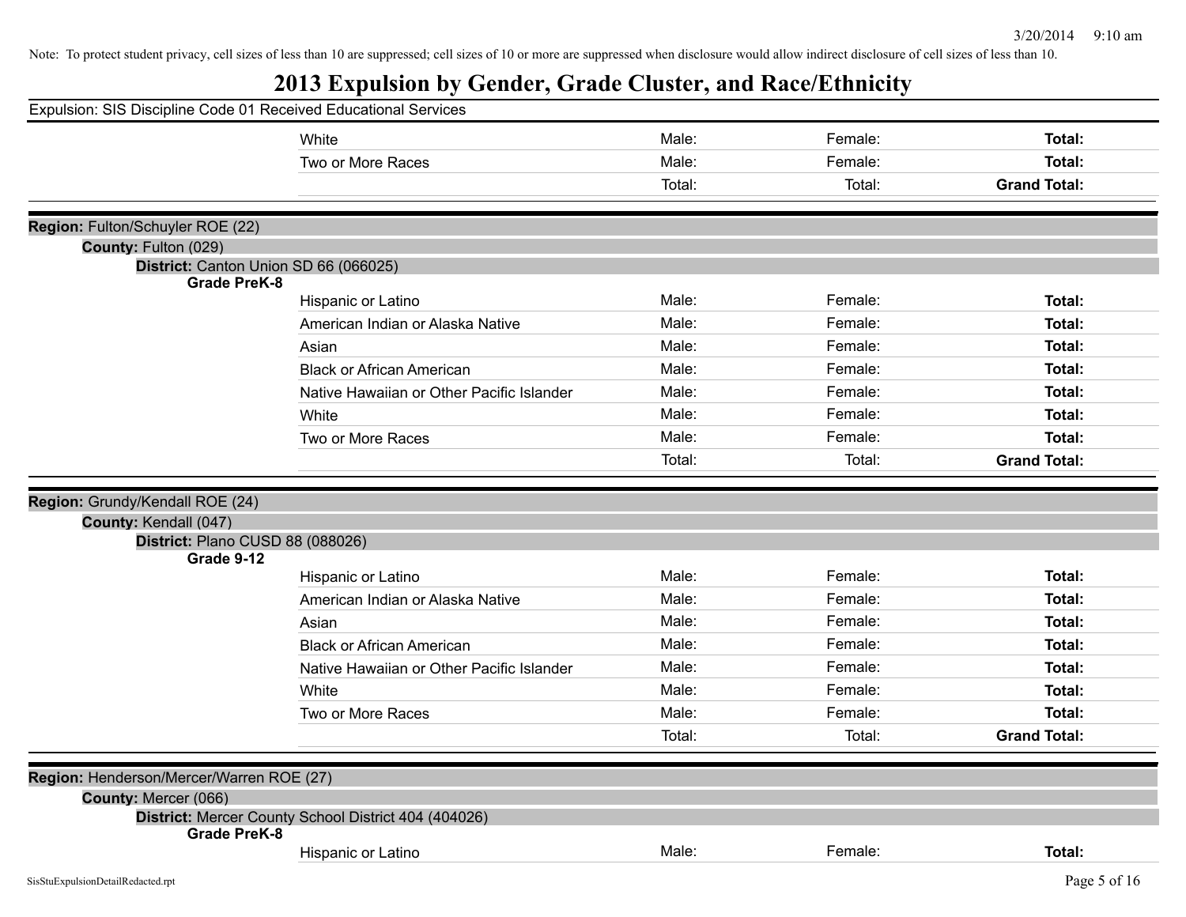Note: To protect student privacy, cell sizes of less than 10 are suppressed; cell sizes of 10 or more are suppressed when disclosure would allow indirect disclosure of cell sizes of less than 10.

# 2013 Expulsion by Gender, Grade Cluster, and Race/Ethnicity

Expulsion: SIS Discipline Code 01 Received Educational Services

| | | | | |
|---|---|---|---|---|
| | White | Male: | Female: | **Total:** |
| | Two or More Races | Male: | Female: | **Total:** |
| | | Total: | Total: | **Grand Total:** |

**Region:** Fulton/Schuyler ROE (22)

**County:** Fulton (029)

**District:** Canton Union SD 66 (066025)

**Grade PreK-8**

| | | | | |
|---|---|---|---|---|
| | Hispanic or Latino | Male: | Female: | **Total:** |
| | American Indian or Alaska Native | Male: | Female: | **Total:** |
| | Asian | Male: | Female: | **Total:** |
| | Black or African American | Male: | Female: | **Total:** |
| | Native Hawaiian or Other Pacific Islander | Male: | Female: | **Total:** |
| | White | Male: | Female: | **Total:** |
| | Two or More Races | Male: | Female: | **Total:** |
| | | Total: | Total: | **Grand Total:** |

**Region:** Grundy/Kendall ROE (24)

**County:** Kendall (047)

**District:** Plano CUSD 88 (088026)

**Grade 9-12**

| | | | | |
|---|---|---|---|---|
| | Hispanic or Latino | Male: | Female: | **Total:** |
| | American Indian or Alaska Native | Male: | Female: | **Total:** |
| | Asian | Male: | Female: | **Total:** |
| | Black or African American | Male: | Female: | **Total:** |
| | Native Hawaiian or Other Pacific Islander | Male: | Female: | **Total:** |
| | White | Male: | Female: | **Total:** |
| | Two or More Races | Male: | Female: | **Total:** |
| | | Total: | Total: | **Grand Total:** |

**Region:** Henderson/Mercer/Warren ROE (27)

**County:** Mercer (066)

**District:** Mercer County School District 404 (404026)

**Grade PreK-8**

| | | | | |
|---|---|---|---|---|
| | Hispanic or Latino | Male: | Female: | **Total:** |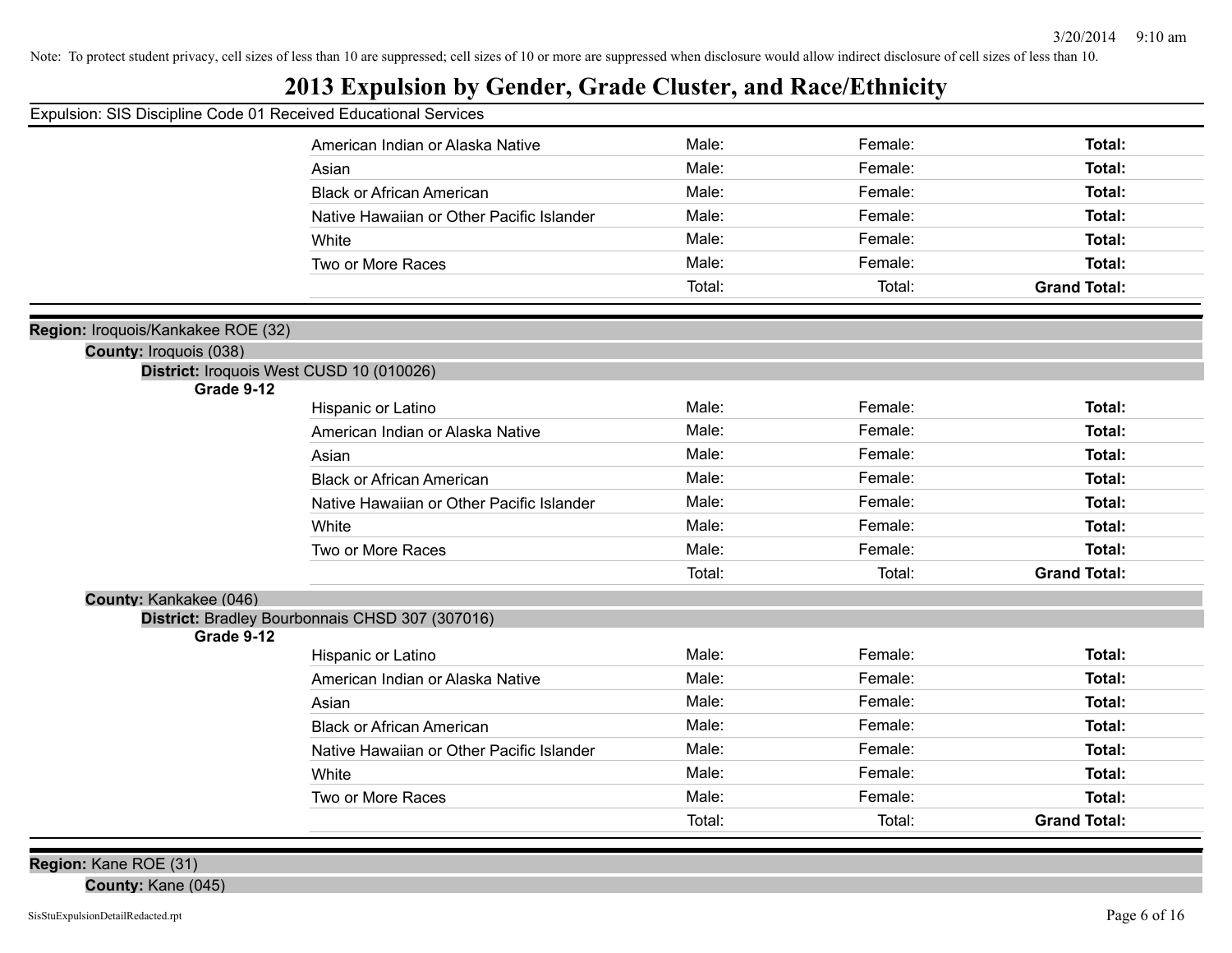Note: To protect student privacy, cell sizes of less than 10 are suppressed; cell sizes of 10 or more are suppressed when disclosure would allow indirect disclosure of cell sizes of less than 10.

# 2013 Expulsion by Gender, Grade Cluster, and Race/Ethnicity

Expulsion: SIS Discipline Code 01 Received Educational Services

| | | | |
|---|---|---|---|
| American Indian or Alaska Native | Male: | Female: | **Total:** |
| Asian | Male: | Female: | **Total:** |
| Black or African American | Male: | Female: | **Total:** |
| Native Hawaiian or Other Pacific Islander | Male: | Female: | **Total:** |
| White | Male: | Female: | **Total:** |
| Two or More Races | Male: | Female: | **Total:** |
| | Total: | Total: | **Grand Total:** |

**Region:** Iroquois/Kankakee ROE (32)

**County:** Iroquois (038)

**District:** Iroquois West CUSD 10 (010026)

**Grade 9-12**

| | | | |
|---|---|---|---|
| Hispanic or Latino | Male: | Female: | **Total:** |
| American Indian or Alaska Native | Male: | Female: | **Total:** |
| Asian | Male: | Female: | **Total:** |
| Black or African American | Male: | Female: | **Total:** |
| Native Hawaiian or Other Pacific Islander | Male: | Female: | **Total:** |
| White | Male: | Female: | **Total:** |
| Two or More Races | Male: | Female: | **Total:** |
| | Total: | Total: | **Grand Total:** |

**County:** Kankakee (046)

**District:** Bradley Bourbonnais CHSD 307 (307016)

**Grade 9-12**

| | | | |
|---|---|---|---|
| Hispanic or Latino | Male: | Female: | **Total:** |
| American Indian or Alaska Native | Male: | Female: | **Total:** |
| Asian | Male: | Female: | **Total:** |
| Black or African American | Male: | Female: | **Total:** |
| Native Hawaiian or Other Pacific Islander | Male: | Female: | **Total:** |
| White | Male: | Female: | **Total:** |
| Two or More Races | Male: | Female: | **Total:** |
| | Total: | Total: | **Grand Total:** |

**Region:** Kane ROE (31)

**County:** Kane (045)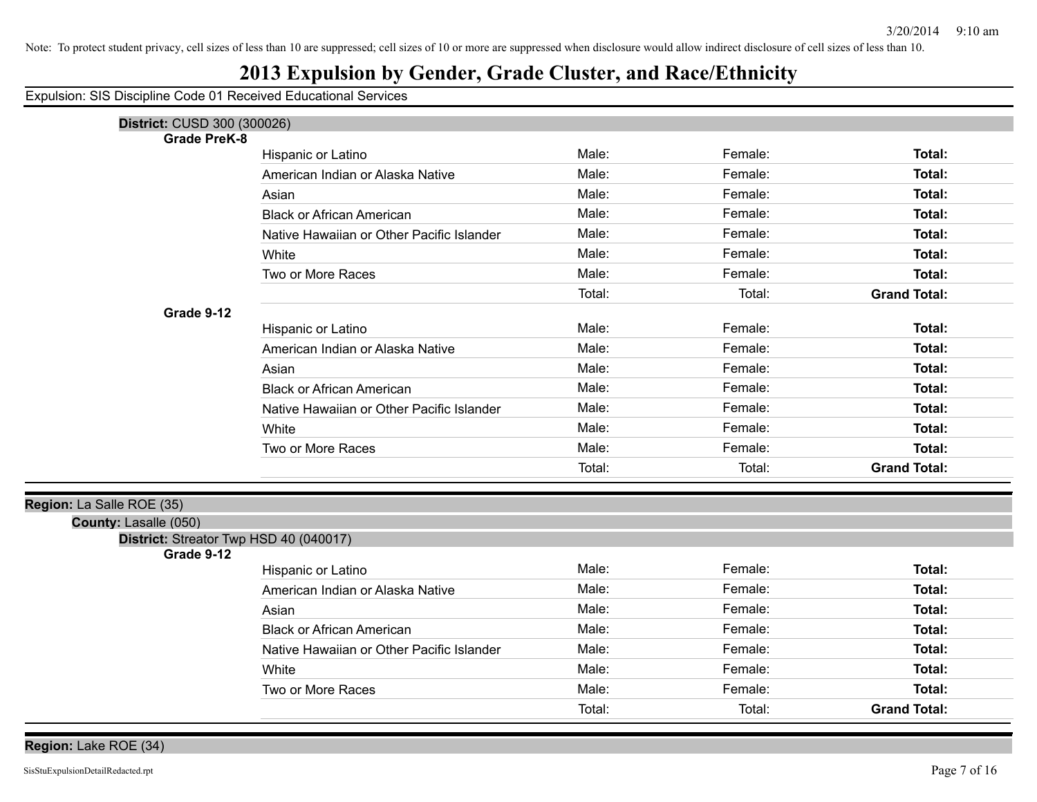Note: To protect student privacy, cell sizes of less than 10 are suppressed; cell sizes of 10 or more are suppressed when disclosure would allow indirect disclosure of cell sizes of less than 10.

# 2013 Expulsion by Gender, Grade Cluster, and Race/Ethnicity

Expulsion: SIS Discipline Code 01 Received Educational Services

**District:** CUSD 300 (300026)

**Grade PreK-8**

| | | | |
|---|---|---|---|
| Hispanic or Latino | Male: | Female: | **Total:** |
| American Indian or Alaska Native | Male: | Female: | **Total:** |
| Asian | Male: | Female: | **Total:** |
| Black or African American | Male: | Female: | **Total:** |
| Native Hawaiian or Other Pacific Islander | Male: | Female: | **Total:** |
| White | Male: | Female: | **Total:** |
| Two or More Races | Male: | Female: | **Total:** |
| | Total: | Total: | **Grand Total:** |

**Grade 9-12**

| | | | |
|---|---|---|---|
| Hispanic or Latino | Male: | Female: | **Total:** |
| American Indian or Alaska Native | Male: | Female: | **Total:** |
| Asian | Male: | Female: | **Total:** |
| Black or African American | Male: | Female: | **Total:** |
| Native Hawaiian or Other Pacific Islander | Male: | Female: | **Total:** |
| White | Male: | Female: | **Total:** |
| Two or More Races | Male: | Female: | **Total:** |
| | Total: | Total: | **Grand Total:** |

**Region:** La Salle ROE (35)

**County:** Lasalle (050)

**District:** Streator Twp HSD 40 (040017)

**Grade 9-12**

| | | | |
|---|---|---|---|
| Hispanic or Latino | Male: | Female: | **Total:** |
| American Indian or Alaska Native | Male: | Female: | **Total:** |
| Asian | Male: | Female: | **Total:** |
| Black or African American | Male: | Female: | **Total:** |
| Native Hawaiian or Other Pacific Islander | Male: | Female: | **Total:** |
| White | Male: | Female: | **Total:** |
| Two or More Races | Male: | Female: | **Total:** |
| | Total: | Total: | **Grand Total:** |

**Region:** Lake ROE (34)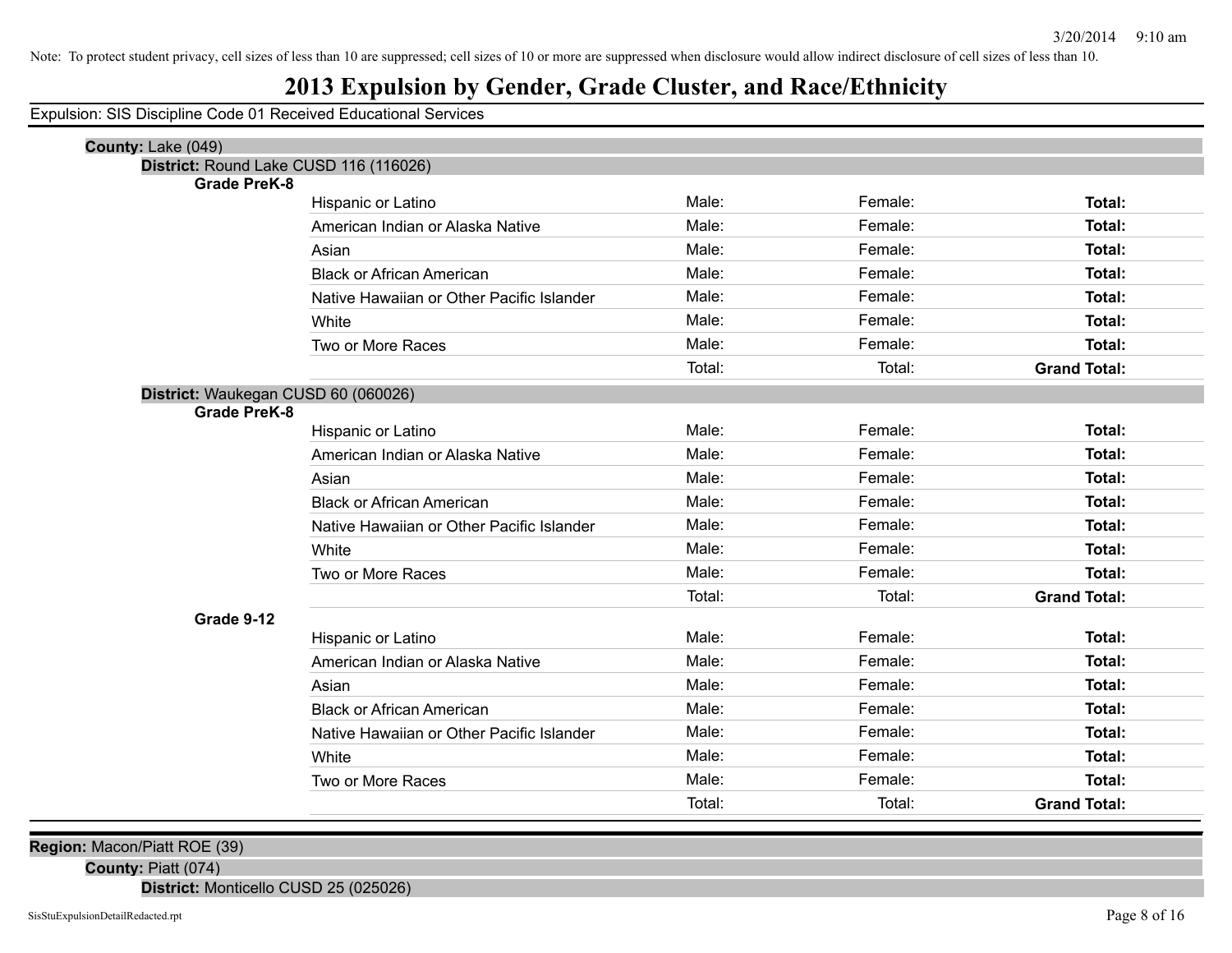Note: To protect student privacy, cell sizes of less than 10 are suppressed; cell sizes of 10 or more are suppressed when disclosure would allow indirect disclosure of cell sizes of less than 10.

# 2013 Expulsion by Gender, Grade Cluster, and Race/Ethnicity

Expulsion: SIS Discipline Code 01 Received Educational Services

**County:** Lake (049)

**District:** Round Lake CUSD 116 (116026)

**Grade PreK-8**

| | | | |
|---|---|---|---|
| Hispanic or Latino | Male: | Female: | **Total:** |
| American Indian or Alaska Native | Male: | Female: | **Total:** |
| Asian | Male: | Female: | **Total:** |
| Black or African American | Male: | Female: | **Total:** |
| Native Hawaiian or Other Pacific Islander | Male: | Female: | **Total:** |
| White | Male: | Female: | **Total:** |
| Two or More Races | Male: | Female: | **Total:** |
| | Total: | Total: | **Grand Total:** |

**District:** Waukegan CUSD 60 (060026)

**Grade PreK-8**

| | | | |
|---|---|---|---|
| Hispanic or Latino | Male: | Female: | **Total:** |
| American Indian or Alaska Native | Male: | Female: | **Total:** |
| Asian | Male: | Female: | **Total:** |
| Black or African American | Male: | Female: | **Total:** |
| Native Hawaiian or Other Pacific Islander | Male: | Female: | **Total:** |
| White | Male: | Female: | **Total:** |
| Two or More Races | Male: | Female: | **Total:** |
| | Total: | Total: | **Grand Total:** |

**Grade 9-12**

| | | | |
|---|---|---|---|
| Hispanic or Latino | Male: | Female: | **Total:** |
| American Indian or Alaska Native | Male: | Female: | **Total:** |
| Asian | Male: | Female: | **Total:** |
| Black or African American | Male: | Female: | **Total:** |
| Native Hawaiian or Other Pacific Islander | Male: | Female: | **Total:** |
| White | Male: | Female: | **Total:** |
| Two or More Races | Male: | Female: | **Total:** |
| | Total: | Total: | **Grand Total:** |

**Region:** Macon/Piatt ROE (39)

**County:** Piatt (074)

**District:** Monticello CUSD 25 (025026)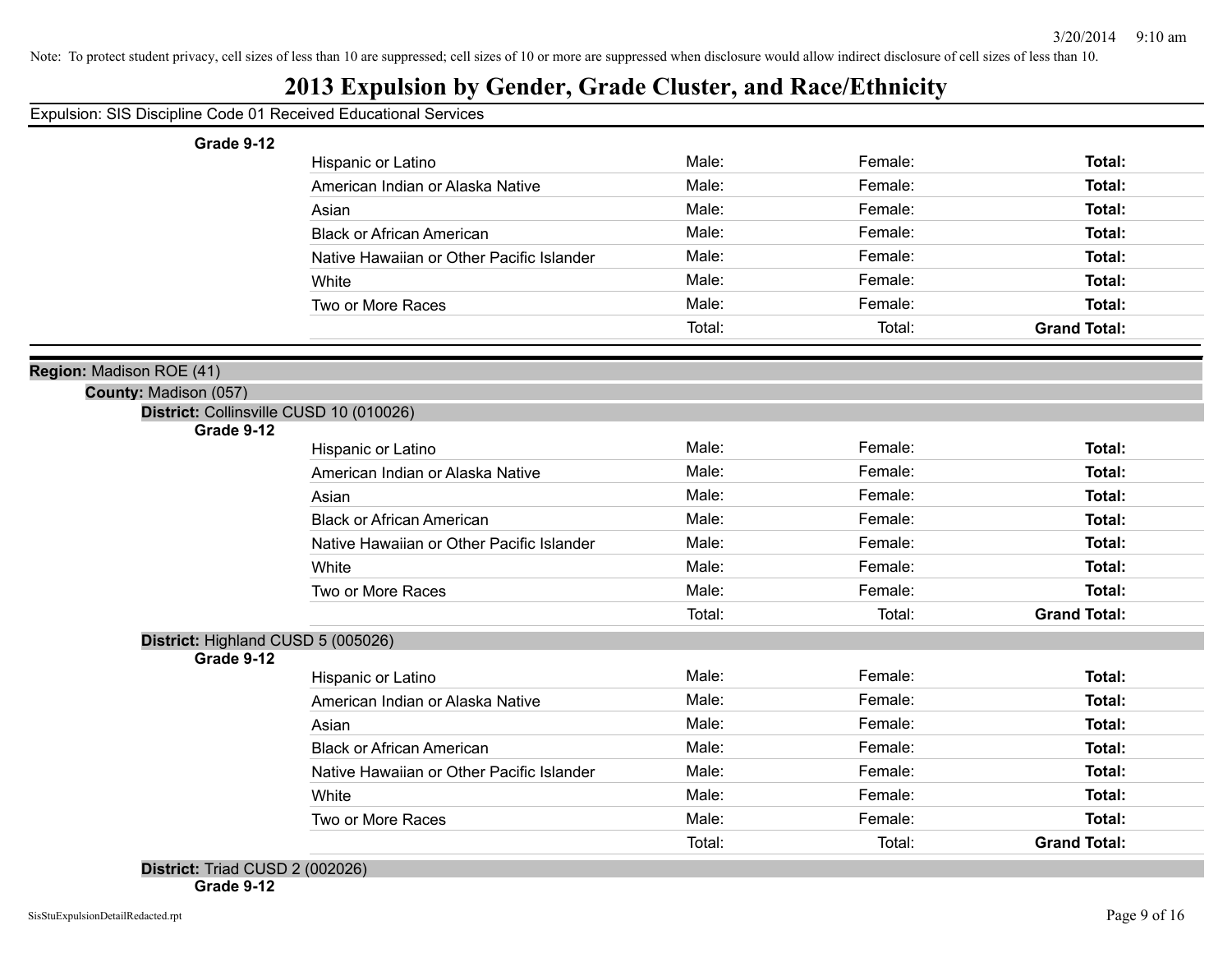Note: To protect student privacy, cell sizes of less than 10 are suppressed; cell sizes of 10 or more are suppressed when disclosure would allow indirect disclosure of cell sizes of less than 10.

# 2013 Expulsion by Gender, Grade Cluster, and Race/Ethnicity

Expulsion: SIS Discipline Code 01 Received Educational Services

**Grade 9-12**

| | | | |
|---|---|---|---|
| Hispanic or Latino | Male: | Female: | **Total:** |
| American Indian or Alaska Native | Male: | Female: | **Total:** |
| Asian | Male: | Female: | **Total:** |
| Black or African American | Male: | Female: | **Total:** |
| Native Hawaiian or Other Pacific Islander | Male: | Female: | **Total:** |
| White | Male: | Female: | **Total:** |
| Two or More Races | Male: | Female: | **Total:** |
| | Total: | Total: | **Grand Total:** |

**Region:** Madison ROE (41)

**County:** Madison (057)

**District:** Collinsville CUSD 10 (010026)

**Grade 9-12**

| | | | |
|---|---|---|---|
| Hispanic or Latino | Male: | Female: | **Total:** |
| American Indian or Alaska Native | Male: | Female: | **Total:** |
| Asian | Male: | Female: | **Total:** |
| Black or African American | Male: | Female: | **Total:** |
| Native Hawaiian or Other Pacific Islander | Male: | Female: | **Total:** |
| White | Male: | Female: | **Total:** |
| Two or More Races | Male: | Female: | **Total:** |
| | Total: | Total: | **Grand Total:** |

**District:** Highland CUSD 5 (005026)

**Grade 9-12**

| | | | |
|---|---|---|---|
| Hispanic or Latino | Male: | Female: | **Total:** |
| American Indian or Alaska Native | Male: | Female: | **Total:** |
| Asian | Male: | Female: | **Total:** |
| Black or African American | Male: | Female: | **Total:** |
| Native Hawaiian or Other Pacific Islander | Male: | Female: | **Total:** |
| White | Male: | Female: | **Total:** |
| Two or More Races | Male: | Female: | **Total:** |
| | Total: | Total: | **Grand Total:** |

**District:** Triad CUSD 2 (002026)

**Grade 9-12**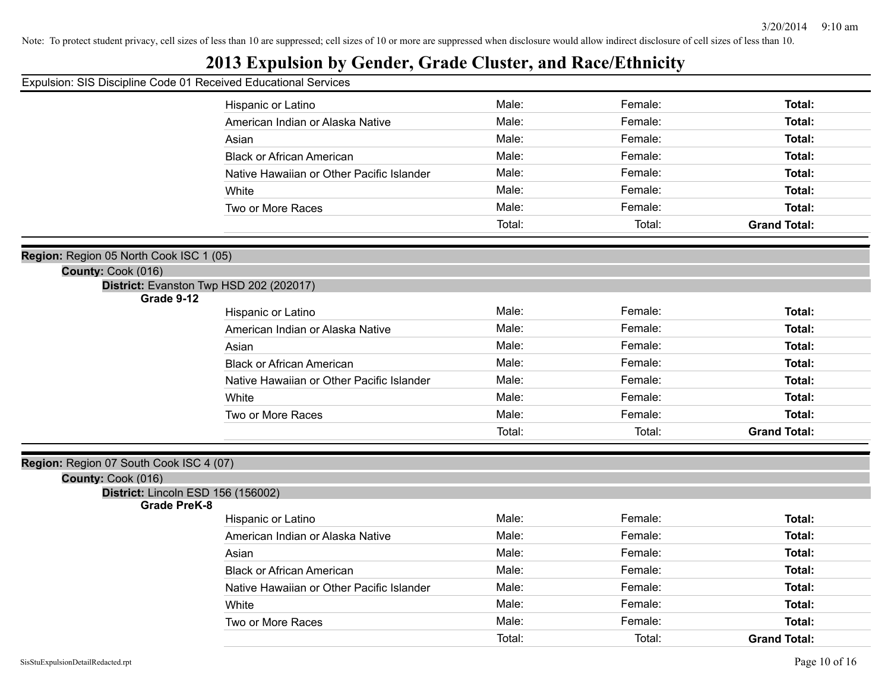Note: To protect student privacy, cell sizes of less than 10 are suppressed; cell sizes of 10 or more are suppressed when disclosure would allow indirect disclosure of cell sizes of less than 10.

# 2013 Expulsion by Gender, Grade Cluster, and Race/Ethnicity

Expulsion: SIS Discipline Code 01 Received Educational Services

| | | | |
|---|---|---|---|
| Hispanic or Latino | Male: | Female: | **Total:** |
| American Indian or Alaska Native | Male: | Female: | **Total:** |
| Asian | Male: | Female: | **Total:** |
| Black or African American | Male: | Female: | **Total:** |
| Native Hawaiian or Other Pacific Islander | Male: | Female: | **Total:** |
| White | Male: | Female: | **Total:** |
| Two or More Races | Male: | Female: | **Total:** |
| | Total: | Total: | **Grand Total:** |

**Region:** Region 05 North Cook ISC 1 (05)

**County:** Cook (016)

**District:** Evanston Twp HSD 202 (202017)

**Grade 9-12**

| | | | |
|---|---|---|---|
| Hispanic or Latino | Male: | Female: | **Total:** |
| American Indian or Alaska Native | Male: | Female: | **Total:** |
| Asian | Male: | Female: | **Total:** |
| Black or African American | Male: | Female: | **Total:** |
| Native Hawaiian or Other Pacific Islander | Male: | Female: | **Total:** |
| White | Male: | Female: | **Total:** |
| Two or More Races | Male: | Female: | **Total:** |
| | Total: | Total: | **Grand Total:** |

**Region:** Region 07 South Cook ISC 4 (07)

**County:** Cook (016)

**District:** Lincoln ESD 156 (156002)

**Grade PreK-8**

| | | | |
|---|---|---|---|
| Hispanic or Latino | Male: | Female: | **Total:** |
| American Indian or Alaska Native | Male: | Female: | **Total:** |
| Asian | Male: | Female: | **Total:** |
| Black or African American | Male: | Female: | **Total:** |
| Native Hawaiian or Other Pacific Islander | Male: | Female: | **Total:** |
| White | Male: | Female: | **Total:** |
| Two or More Races | Male: | Female: | **Total:** |
| | Total: | Total: | **Grand Total:** |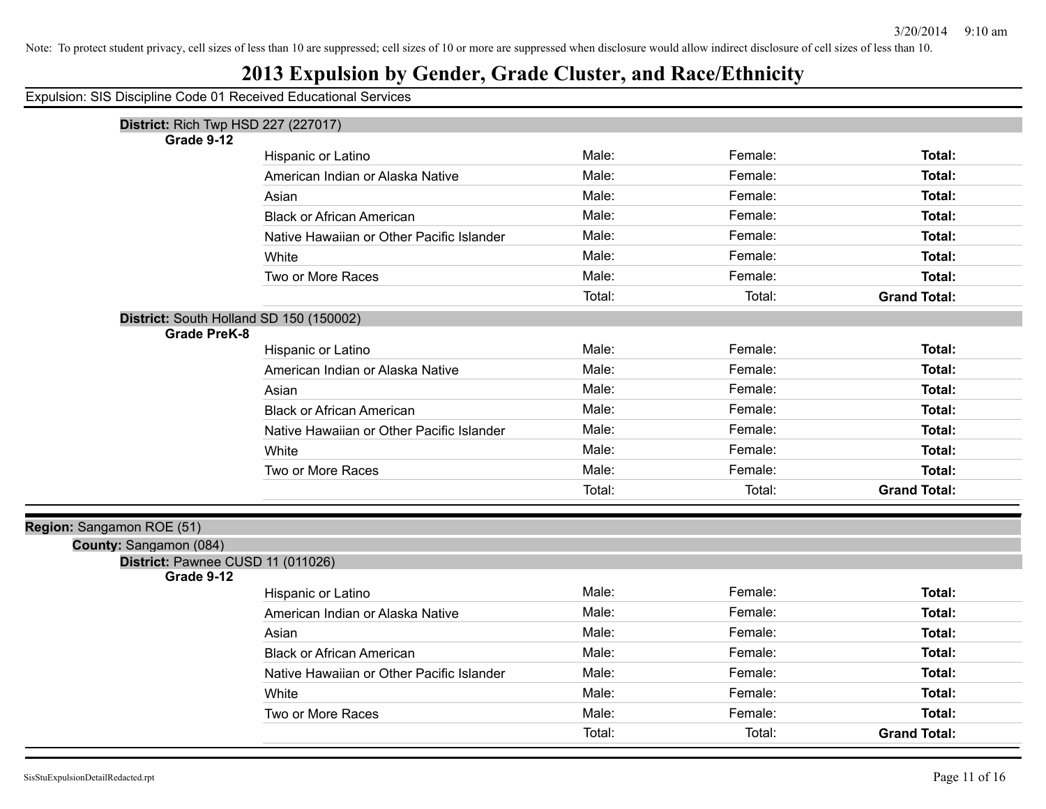Note: To protect student privacy, cell sizes of less than 10 are suppressed; cell sizes of 10 or more are suppressed when disclosure would allow indirect disclosure of cell sizes of less than 10.

# 2013 Expulsion by Gender, Grade Cluster, and Race/Ethnicity

Expulsion: SIS Discipline Code 01 Received Educational Services

**District:** Rich Twp HSD 227 (227017)

**Grade 9-12**

| | | | |
|---|---|---|---|
| Hispanic or Latino | Male: | Female: | **Total:** |
| American Indian or Alaska Native | Male: | Female: | **Total:** |
| Asian | Male: | Female: | **Total:** |
| Black or African American | Male: | Female: | **Total:** |
| Native Hawaiian or Other Pacific Islander | Male: | Female: | **Total:** |
| White | Male: | Female: | **Total:** |
| Two or More Races | Male: | Female: | **Total:** |
| | Total: | Total: | **Grand Total:** |

**District:** South Holland SD 150 (150002)

**Grade PreK-8**

| | | | |
|---|---|---|---|
| Hispanic or Latino | Male: | Female: | **Total:** |
| American Indian or Alaska Native | Male: | Female: | **Total:** |
| Asian | Male: | Female: | **Total:** |
| Black or African American | Male: | Female: | **Total:** |
| Native Hawaiian or Other Pacific Islander | Male: | Female: | **Total:** |
| White | Male: | Female: | **Total:** |
| Two or More Races | Male: | Female: | **Total:** |
| | Total: | Total: | **Grand Total:** |

**Region:** Sangamon ROE (51)

**County:** Sangamon (084)

**District:** Pawnee CUSD 11 (011026)

**Grade 9-12**

| | | | |
|---|---|---|---|
| Hispanic or Latino | Male: | Female: | **Total:** |
| American Indian or Alaska Native | Male: | Female: | **Total:** |
| Asian | Male: | Female: | **Total:** |
| Black or African American | Male: | Female: | **Total:** |
| Native Hawaiian or Other Pacific Islander | Male: | Female: | **Total:** |
| White | Male: | Female: | **Total:** |
| Two or More Races | Male: | Female: | **Total:** |
| | Total: | Total: | **Grand Total:** |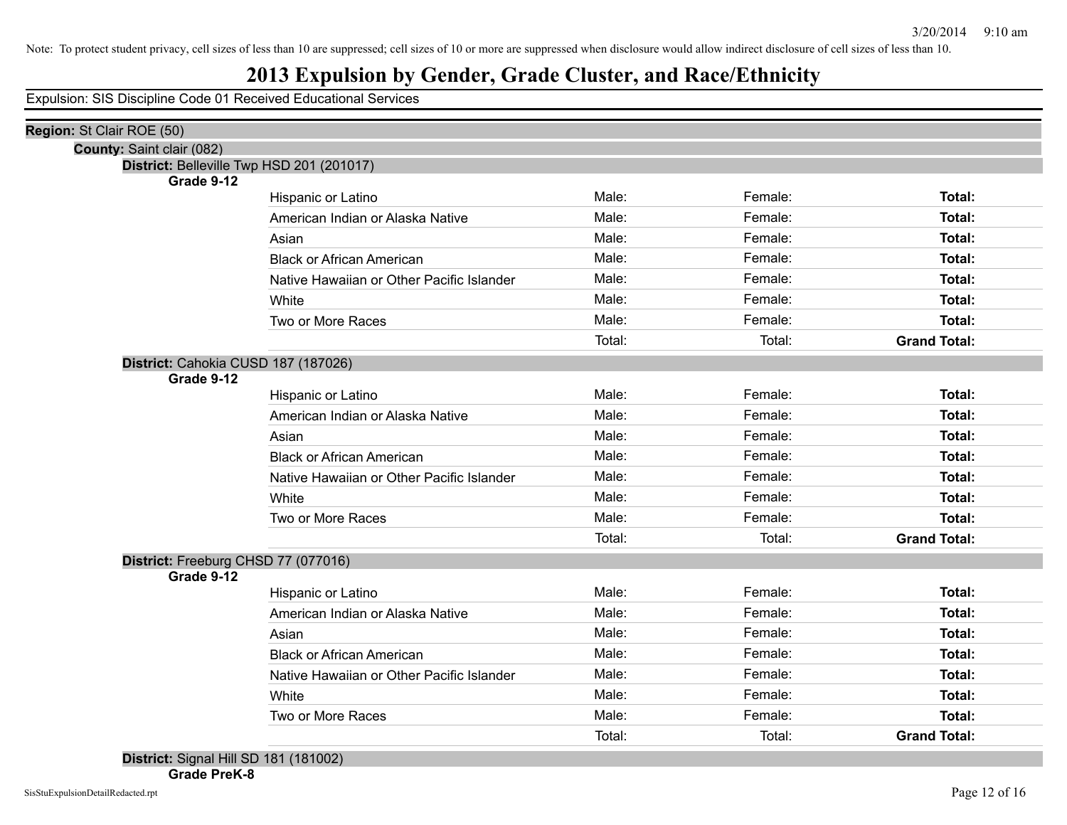Note: To protect student privacy, cell sizes of less than 10 are suppressed; cell sizes of 10 or more are suppressed when disclosure would allow indirect disclosure of cell sizes of less than 10.

# 2013 Expulsion by Gender, Grade Cluster, and Race/Ethnicity

Expulsion: SIS Discipline Code 01 Received Educational Services

**Region:** St Clair ROE (50)

**County:** Saint clair (082)

**District:** Belleville Twp HSD 201 (201017)

**Grade 9-12**

| | | | |
|---|---|---|---|
| Hispanic or Latino | Male: | Female: | **Total:** |
| American Indian or Alaska Native | Male: | Female: | **Total:** |
| Asian | Male: | Female: | **Total:** |
| Black or African American | Male: | Female: | **Total:** |
| Native Hawaiian or Other Pacific Islander | Male: | Female: | **Total:** |
| White | Male: | Female: | **Total:** |
| Two or More Races | Male: | Female: | **Total:** |
| | Total: | Total: | **Grand Total:** |

**District:** Cahokia CUSD 187 (187026)

**Grade 9-12**

| | | | |
|---|---|---|---|
| Hispanic or Latino | Male: | Female: | **Total:** |
| American Indian or Alaska Native | Male: | Female: | **Total:** |
| Asian | Male: | Female: | **Total:** |
| Black or African American | Male: | Female: | **Total:** |
| Native Hawaiian or Other Pacific Islander | Male: | Female: | **Total:** |
| White | Male: | Female: | **Total:** |
| Two or More Races | Male: | Female: | **Total:** |
| | Total: | Total: | **Grand Total:** |

**District:** Freeburg CHSD 77 (077016)

**Grade 9-12**

| | | | |
|---|---|---|---|
| Hispanic or Latino | Male: | Female: | **Total:** |
| American Indian or Alaska Native | Male: | Female: | **Total:** |
| Asian | Male: | Female: | **Total:** |
| Black or African American | Male: | Female: | **Total:** |
| Native Hawaiian or Other Pacific Islander | Male: | Female: | **Total:** |
| White | Male: | Female: | **Total:** |
| Two or More Races | Male: | Female: | **Total:** |
| | Total: | Total: | **Grand Total:** |

**District:** Signal Hill SD 181 (181002)

**Grade PreK-8**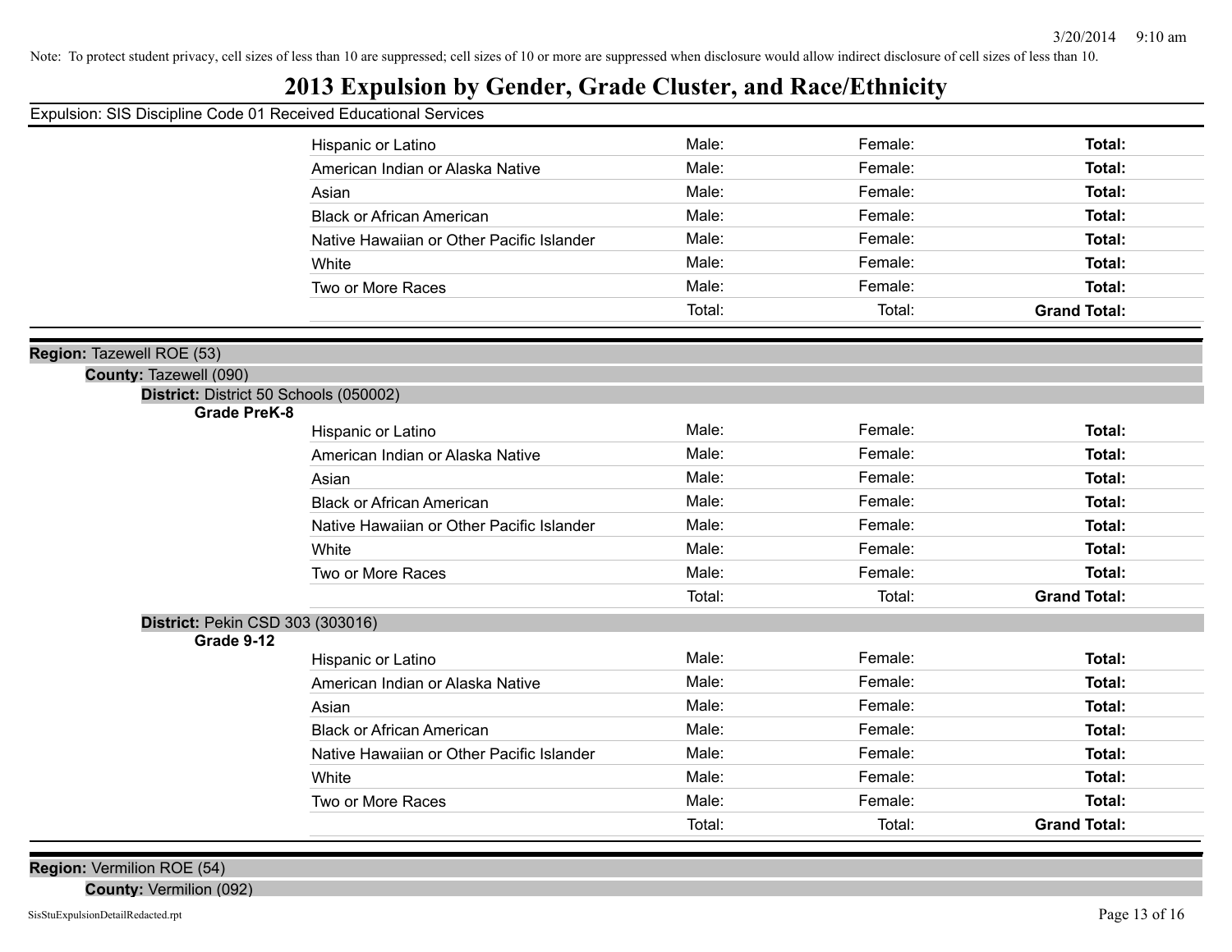Note: To protect student privacy, cell sizes of less than 10 are suppressed; cell sizes of 10 or more are suppressed when disclosure would allow indirect disclosure of cell sizes of less than 10.

# 2013 Expulsion by Gender, Grade Cluster, and Race/Ethnicity

Expulsion: SIS Discipline Code 01 Received Educational Services

| Race/Ethnicity | Male | Female | Total |
|---|---|---|---|
| Hispanic or Latino | Male: | Female: | **Total:** |
| American Indian or Alaska Native | Male: | Female: | **Total:** |
| Asian | Male: | Female: | **Total:** |
| Black or African American | Male: | Female: | **Total:** |
| Native Hawaiian or Other Pacific Islander | Male: | Female: | **Total:** |
| White | Male: | Female: | **Total:** |
| Two or More Races | Male: | Female: | **Total:** |
| | Total: | Total: | **Grand Total:** |

**Region:** Tazewell ROE (53)

**County:** Tazewell (090)

**District:** District 50 Schools (050002)

**Grade PreK-8**

| Race/Ethnicity | Male | Female | Total |
|---|---|---|---|
| Hispanic or Latino | Male: | Female: | **Total:** |
| American Indian or Alaska Native | Male: | Female: | **Total:** |
| Asian | Male: | Female: | **Total:** |
| Black or African American | Male: | Female: | **Total:** |
| Native Hawaiian or Other Pacific Islander | Male: | Female: | **Total:** |
| White | Male: | Female: | **Total:** |
| Two or More Races | Male: | Female: | **Total:** |
| | Total: | Total: | **Grand Total:** |

**District:** Pekin CSD 303 (303016)

**Grade 9-12**

| Race/Ethnicity | Male | Female | Total |
|---|---|---|---|
| Hispanic or Latino | Male: | Female: | **Total:** |
| American Indian or Alaska Native | Male: | Female: | **Total:** |
| Asian | Male: | Female: | **Total:** |
| Black or African American | Male: | Female: | **Total:** |
| Native Hawaiian or Other Pacific Islander | Male: | Female: | **Total:** |
| White | Male: | Female: | **Total:** |
| Two or More Races | Male: | Female: | **Total:** |
| | Total: | Total: | **Grand Total:** |

**Region:** Vermilion ROE (54)

**County:** Vermilion (092)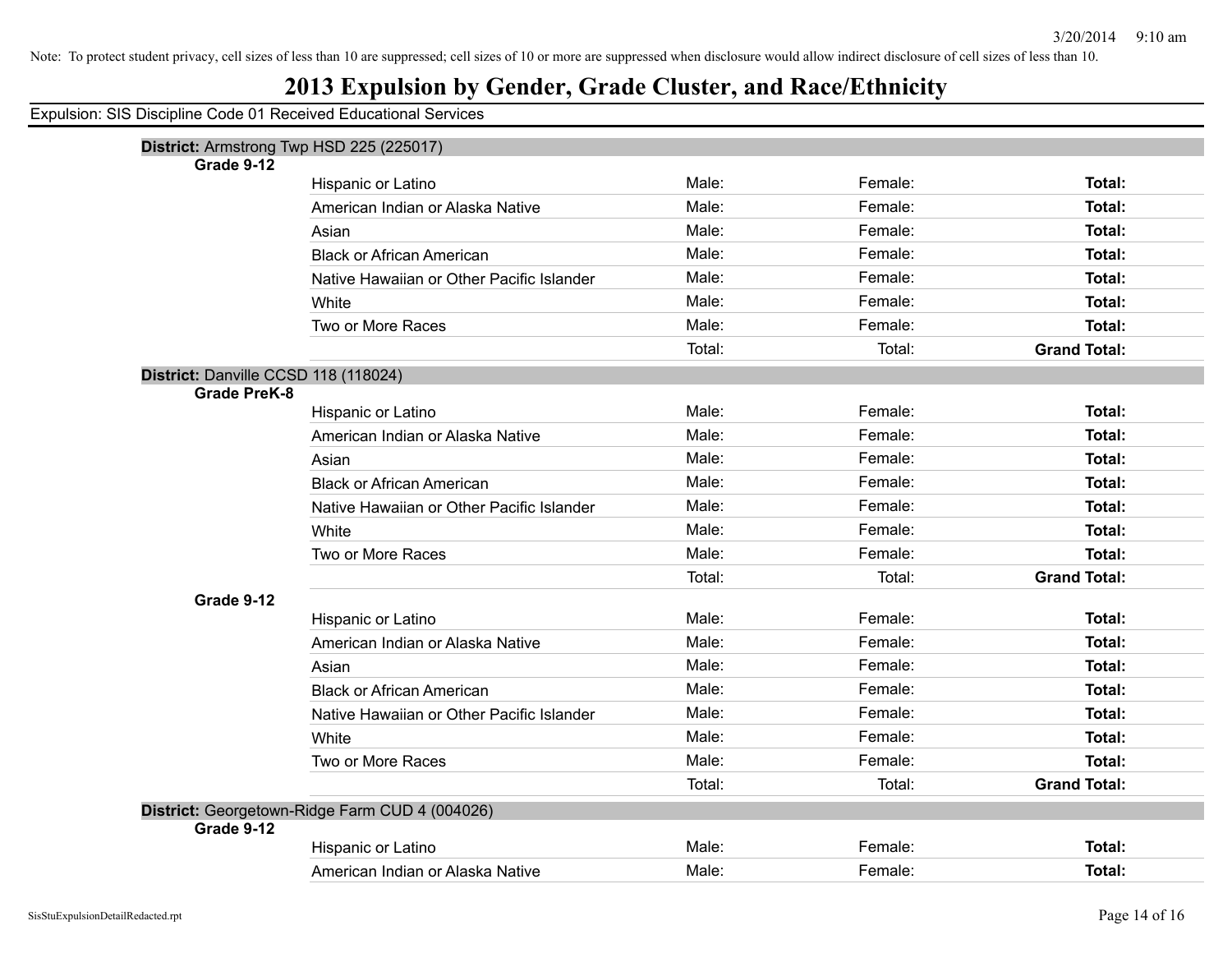Note: To protect student privacy, cell sizes of less than 10 are suppressed; cell sizes of 10 or more are suppressed when disclosure would allow indirect disclosure of cell sizes of less than 10.

# 2013 Expulsion by Gender, Grade Cluster, and Race/Ethnicity

Expulsion: SIS Discipline Code 01 Received Educational Services

**District:** Armstrong Twp HSD 225 (225017)

**Grade 9-12**

| | | | |
|---|---|---|---|
| Hispanic or Latino | Male: | Female: | **Total:** |
| American Indian or Alaska Native | Male: | Female: | **Total:** |
| Asian | Male: | Female: | **Total:** |
| Black or African American | Male: | Female: | **Total:** |
| Native Hawaiian or Other Pacific Islander | Male: | Female: | **Total:** |
| White | Male: | Female: | **Total:** |
| Two or More Races | Male: | Female: | **Total:** |
| | Total: | Total: | **Grand Total:** |

**District:** Danville CCSD 118 (118024)

**Grade PreK-8**

| | | | |
|---|---|---|---|
| Hispanic or Latino | Male: | Female: | **Total:** |
| American Indian or Alaska Native | Male: | Female: | **Total:** |
| Asian | Male: | Female: | **Total:** |
| Black or African American | Male: | Female: | **Total:** |
| Native Hawaiian or Other Pacific Islander | Male: | Female: | **Total:** |
| White | Male: | Female: | **Total:** |
| Two or More Races | Male: | Female: | **Total:** |
| | Total: | Total: | **Grand Total:** |

**Grade 9-12**

| | | | |
|---|---|---|---|
| Hispanic or Latino | Male: | Female: | **Total:** |
| American Indian or Alaska Native | Male: | Female: | **Total:** |
| Asian | Male: | Female: | **Total:** |
| Black or African American | Male: | Female: | **Total:** |
| Native Hawaiian or Other Pacific Islander | Male: | Female: | **Total:** |
| White | Male: | Female: | **Total:** |
| Two or More Races | Male: | Female: | **Total:** |
| | Total: | Total: | **Grand Total:** |

**District:** Georgetown-Ridge Farm CUD 4 (004026)

**Grade 9-12**

| | | | |
|---|---|---|---|
| Hispanic or Latino | Male: | Female: | **Total:** |
| American Indian or Alaska Native | Male: | Female: | **Total:** |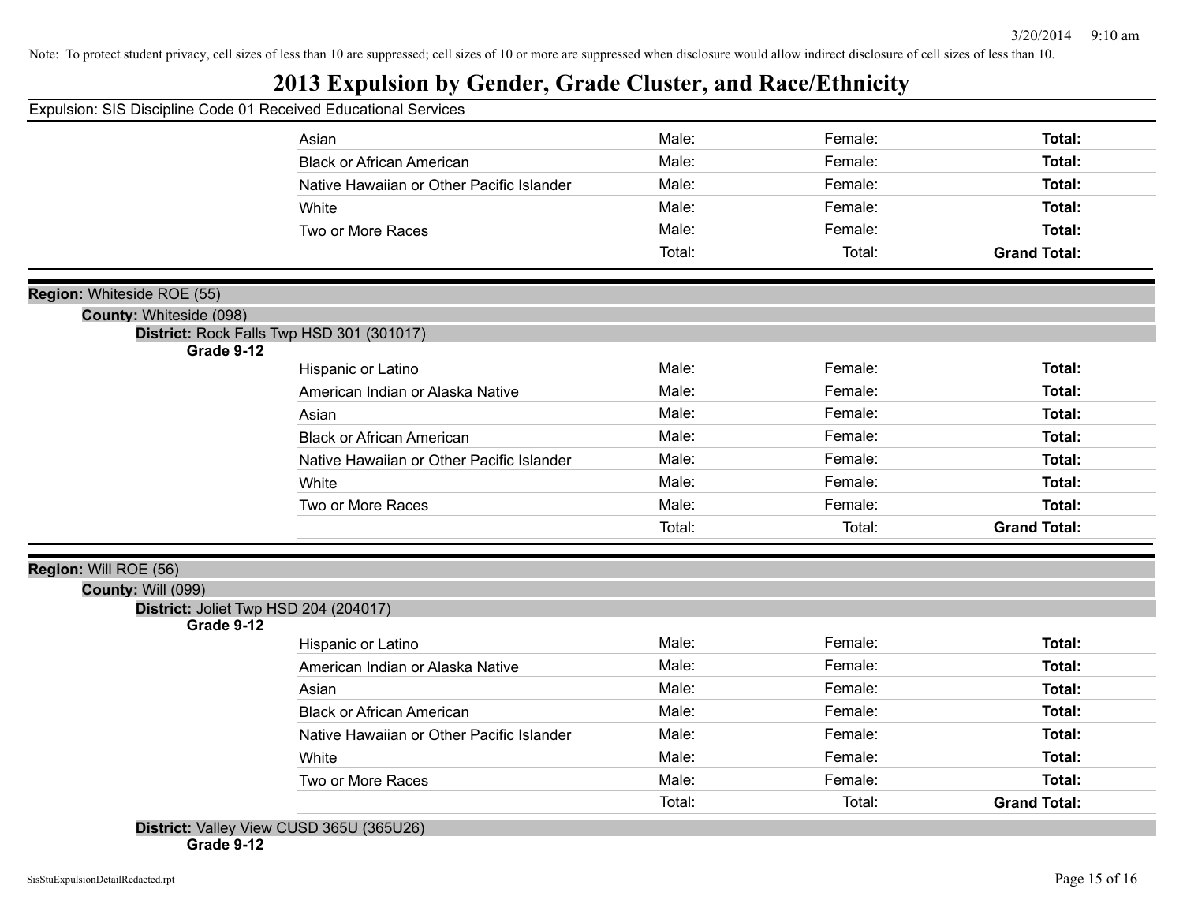Note: To protect student privacy, cell sizes of less than 10 are suppressed; cell sizes of 10 or more are suppressed when disclosure would allow indirect disclosure of cell sizes of less than 10.

# 2013 Expulsion by Gender, Grade Cluster, and Race/Ethnicity

Expulsion: SIS Discipline Code 01 Received Educational Services

| | | | |
|---|---|---|---|
| Asian | Male: | Female: | **Total:** |
| Black or African American | Male: | Female: | **Total:** |
| Native Hawaiian or Other Pacific Islander | Male: | Female: | **Total:** |
| White | Male: | Female: | **Total:** |
| Two or More Races | Male: | Female: | **Total:** |
| | Total: | Total: | **Grand Total:** |

**Region:** Whiteside ROE (55)

**County:** Whiteside (098)

**District:** Rock Falls Twp HSD 301 (301017)

**Grade 9-12**

| | | | |
|---|---|---|---|
| Hispanic or Latino | Male: | Female: | **Total:** |
| American Indian or Alaska Native | Male: | Female: | **Total:** |
| Asian | Male: | Female: | **Total:** |
| Black or African American | Male: | Female: | **Total:** |
| Native Hawaiian or Other Pacific Islander | Male: | Female: | **Total:** |
| White | Male: | Female: | **Total:** |
| Two or More Races | Male: | Female: | **Total:** |
| | Total: | Total: | **Grand Total:** |

**Region:** Will ROE (56)

**County:** Will (099)

**District:** Joliet Twp HSD 204 (204017)

**Grade 9-12**

| | | | |
|---|---|---|---|
| Hispanic or Latino | Male: | Female: | **Total:** |
| American Indian or Alaska Native | Male: | Female: | **Total:** |
| Asian | Male: | Female: | **Total:** |
| Black or African American | Male: | Female: | **Total:** |
| Native Hawaiian or Other Pacific Islander | Male: | Female: | **Total:** |
| White | Male: | Female: | **Total:** |
| Two or More Races | Male: | Female: | **Total:** |
| | Total: | Total: | **Grand Total:** |

**District:** Valley View CUSD 365U (365U26)

**Grade 9-12**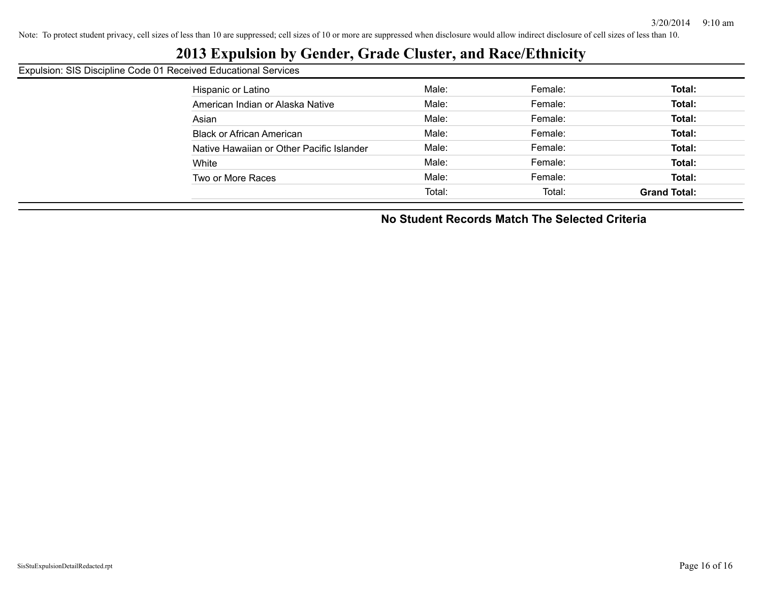Note: To protect student privacy, cell sizes of less than 10 are suppressed; cell sizes of 10 or more are suppressed when disclosure would allow indirect disclosure of cell sizes of less than 10.

# 2013 Expulsion by Gender, Grade Cluster, and Race/Ethnicity

Expulsion: SIS Discipline Code 01 Received Educational Services

| | | | |
|---|---|---|---|
| Hispanic or Latino | Male: | Female: | **Total:** |
| American Indian or Alaska Native | Male: | Female: | **Total:** |
| Asian | Male: | Female: | **Total:** |
| Black or African American | Male: | Female: | **Total:** |
| Native Hawaiian or Other Pacific Islander | Male: | Female: | **Total:** |
| White | Male: | Female: | **Total:** |
| Two or More Races | Male: | Female: | **Total:** |
| | Total: | Total: | **Grand Total:** |

**No Student Records Match The Selected Criteria**